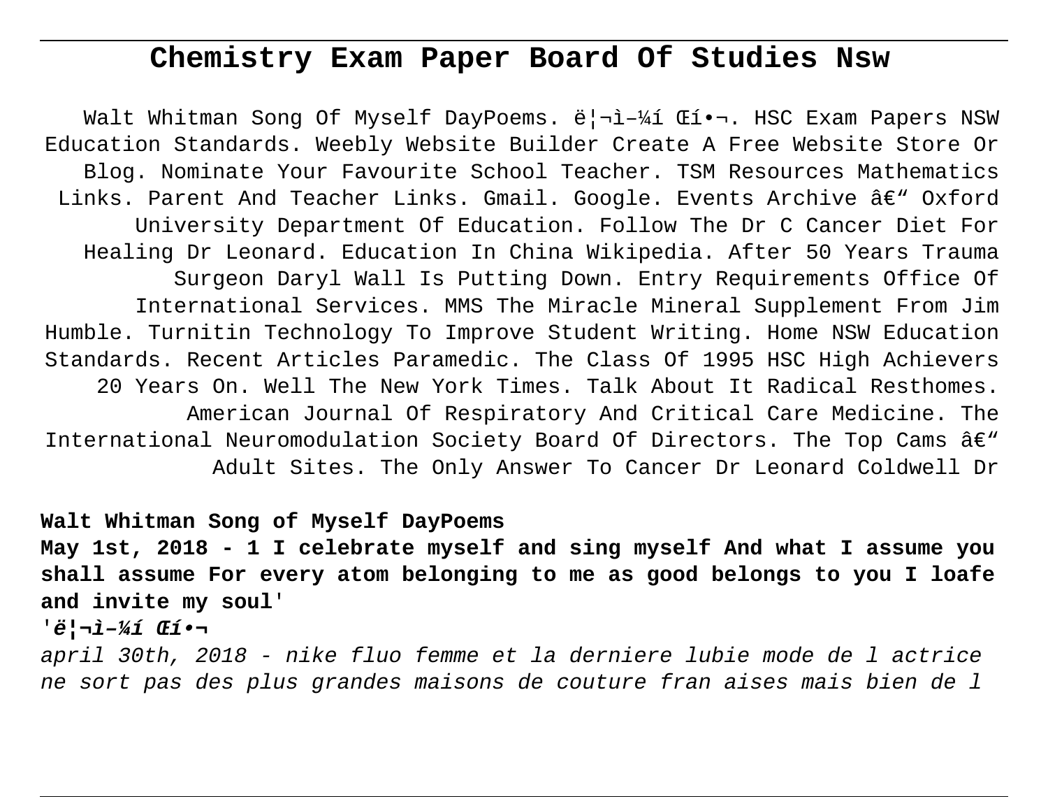# Chemistry Exam Paper Board Of Studies Nsw

Walt Whitman Song Of Myself DayPoems. ë¦¬ì–¼í Œí•¬. HSC Exam Papers NSW Education Standards. Weebly Website Builder Create A Free Website Store Or Blog. Nominate Your Favourite School Teacher. TSM Resources Mathematics Links. Parent And Teacher Links. Gmail. Google. Events Archive â€" Oxford University Department Of Education. Follow The Dr C Cancer Diet For Healing Dr Leonard. Education In China Wikipedia. After 50 Years Trauma Surgeon Daryl Wall Is Putting Down. Entry Requirements Office Of International Services. MMS The Miracle Mineral Supplement From Jim Humble. Turnitin Technology To Improve Student Writing. Home NSW Education Standards. Recent Articles Paramedic. The Class Of 1995 HSC High Achievers 20 Years On. Well The New York Times. Talk About It Radical Resthomes. American Journal Of Respiratory And Critical Care Medicine. The International Neuromodulation Society Board Of Directors. The Top Cams â€" Adult Sites. The Only Answer To Cancer Dr Leonard Coldwell Dr

**Walt Whitman Song of Myself DayPoems**

**May 1st, 2018 - 1 I celebrate myself and sing myself And what I assume you shall assume For every atom belonging to me as good belongs to you I loafe and invite my soul'**

**'*ë¦¬ì–¼í Œí•¬***

*april 30th, 2018 - nike fluo femme et la derniere lubie mode de l actrice ne sort pas des plus grandes maisons de couture fran aises mais bien de l*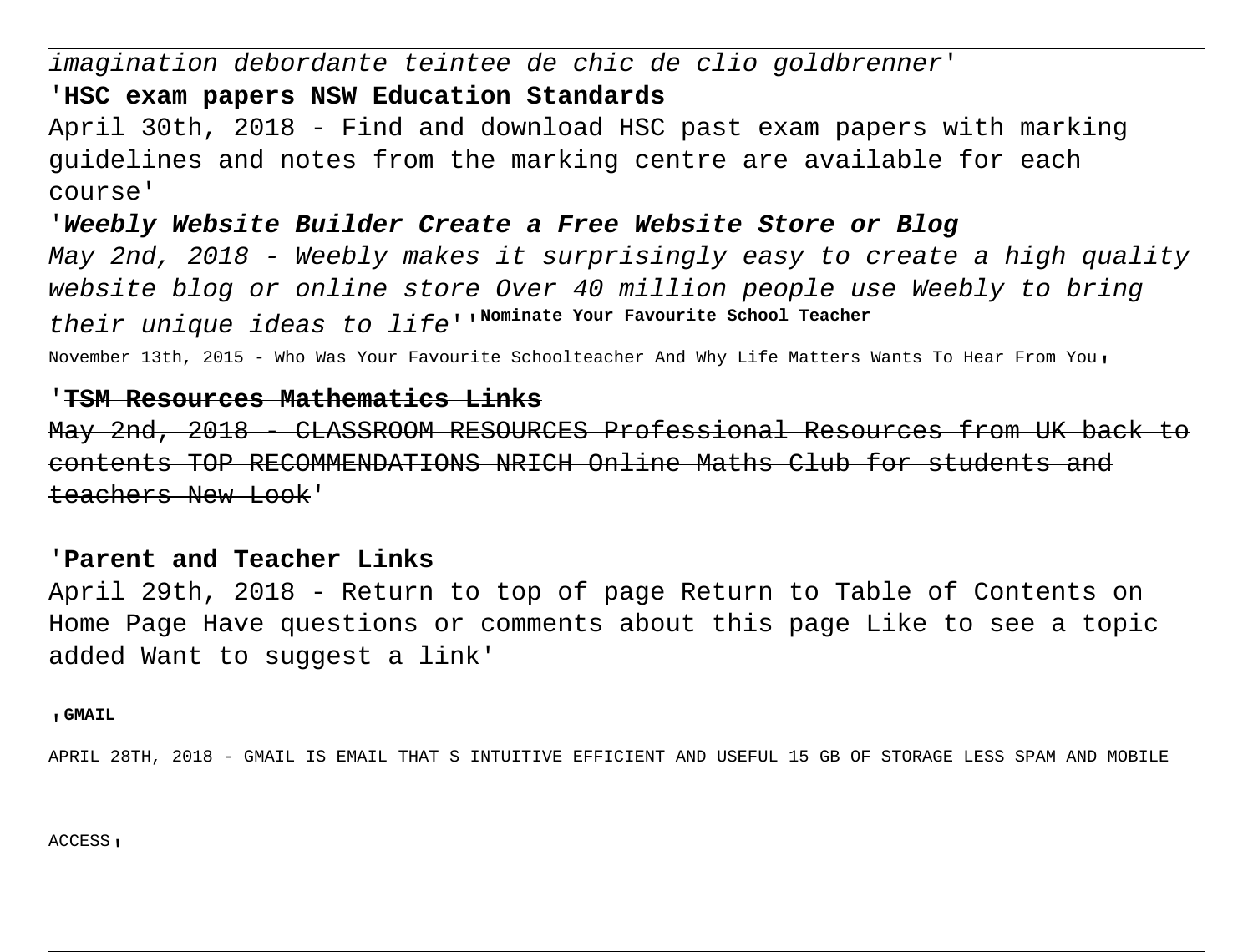*imagination debordante teintee de chic de clio goldbrenner'*

'**HSC exam papers NSW Education Standards**

April 30th, 2018 - Find and download HSC past exam papers with marking guidelines and notes from the marking centre are available for each course'

'***Weebly Website Builder Create a Free Website Store or Blog***

*May 2nd, 2018 - Weebly makes it surprisingly easy to create a high quality website blog or online store Over 40 million people use Weebly to bring their unique ideas to life*''**Nominate Your Favourite School Teacher**

November 13th, 2015 - Who Was Your Favourite Schoolteacher And Why Life Matters Wants To Hear From You'

'~~**TSM Resources Mathematics Links**~~

~~May 2nd, 2018 - CLASSROOM RESOURCES Professional Resources from UK back to contents TOP RECOMMENDATIONS NRICH Online Maths Club for students and teachers New Look~~'

'**Parent and Teacher Links**

April 29th, 2018 - Return to top of page Return to Table of Contents on Home Page Have questions or comments about this page Like to see a topic added Want to suggest a link'

'**GMAIL**

APRIL 28TH, 2018 - GMAIL IS EMAIL THAT S INTUITIVE EFFICIENT AND USEFUL 15 GB OF STORAGE LESS SPAM AND MOBILE ACCESS'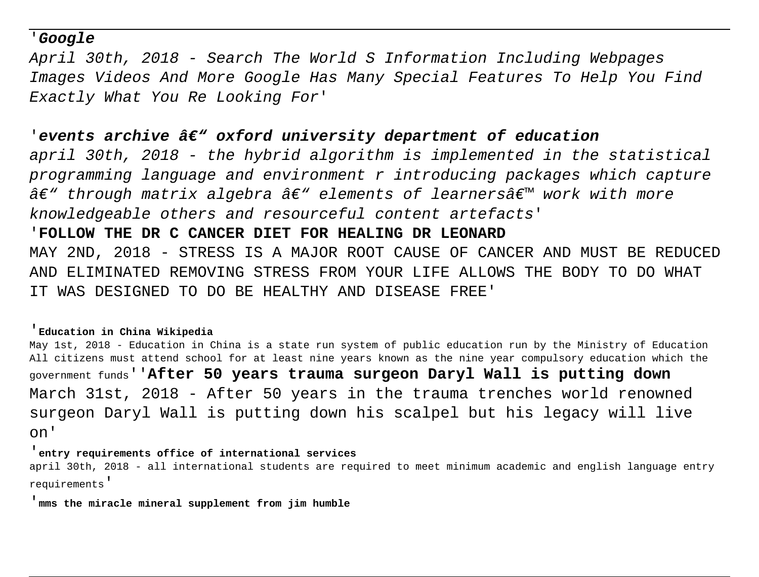'**_Google_**

_April 30th, 2018 - Search The World S Information Including Webpages Images Videos And More Google Has Many Special Features To Help You Find Exactly What You Re Looking For'_

'**_events archive â€" oxford university department of education_**

_april 30th, 2018 - the hybrid algorithm is implemented in the statistical programming language and environment r introducing packages which capture â€" through matrix algebra â€" elements of learnersâ€™ work with more knowledgeable others and resourceful content artefacts'_

'**FOLLOW THE DR C CANCER DIET FOR HEALING DR LEONARD**

MAY 2ND, 2018 - STRESS IS A MAJOR ROOT CAUSE OF CANCER AND MUST BE REDUCED AND ELIMINATED REMOVING STRESS FROM YOUR LIFE ALLOWS THE BODY TO DO WHAT IT WAS DESIGNED TO DO BE HEALTHY AND DISEASE FREE'

'**Education in China Wikipedia**

May 1st, 2018 - Education in China is a state run system of public education run by the Ministry of Education All citizens must attend school for at least nine years known as the nine year compulsory education which the government funds''**After 50 years trauma surgeon Daryl Wall is putting down**

March 31st, 2018 - After 50 years in the trauma trenches world renowned surgeon Daryl Wall is putting down his scalpel but his legacy will live on'

'**entry requirements office of international services**

april 30th, 2018 - all international students are required to meet minimum academic and english language entry requirements'

'**mms the miracle mineral supplement from jim humble**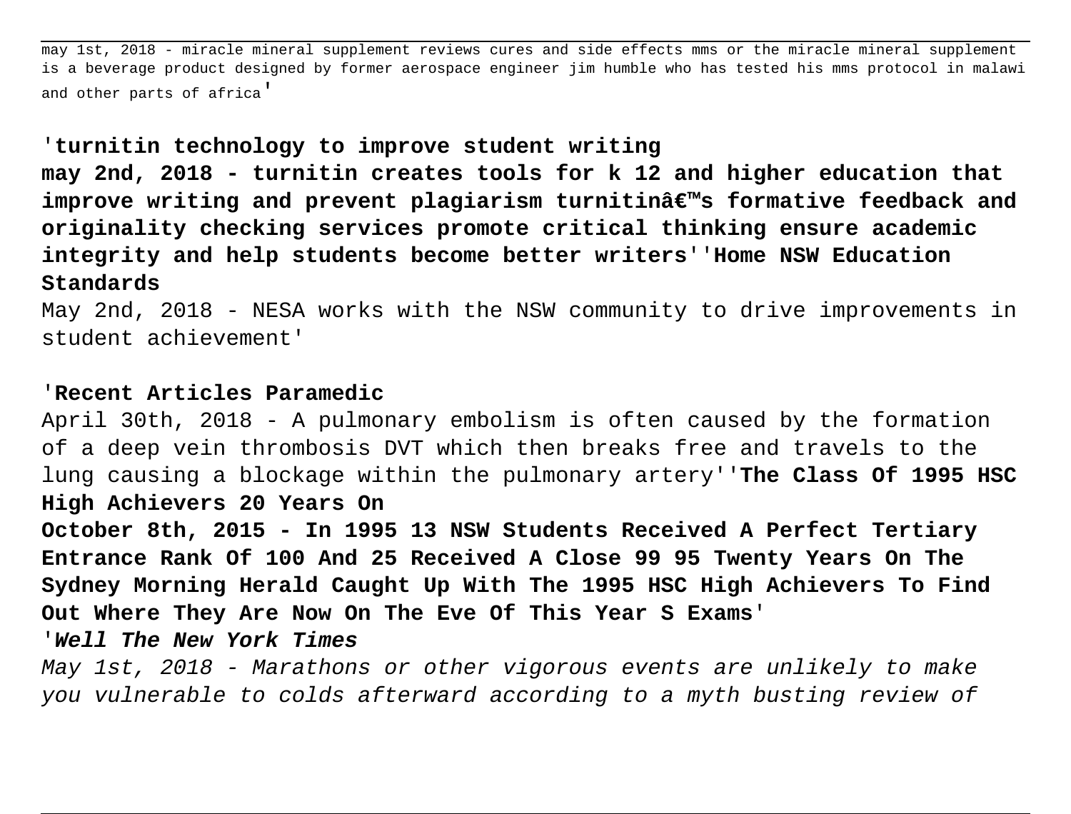may 1st, 2018 - miracle mineral supplement reviews cures and side effects mms or the miracle mineral supplement is a beverage product designed by former aerospace engineer jim humble who has tested his mms protocol in malawi and other parts of africa'

'**turnitin technology to improve student writing**

**may 2nd, 2018 - turnitin creates tools for k 12 and higher education that improve writing and prevent plagiarism turnitinâ€™s formative feedback and originality checking services promote critical thinking ensure academic integrity and help students become better writers**''**Home NSW Education Standards**

May 2nd, 2018 - NESA works with the NSW community to drive improvements in student achievement'

'**Recent Articles Paramedic**

April 30th, 2018 - A pulmonary embolism is often caused by the formation of a deep vein thrombosis DVT which then breaks free and travels to the lung causing a blockage within the pulmonary artery''**The Class Of 1995 HSC High Achievers 20 Years On**

**October 8th, 2015 - In 1995 13 NSW Students Received A Perfect Tertiary Entrance Rank Of 100 And 25 Received A Close 99 95 Twenty Years On The Sydney Morning Herald Caught Up With The 1995 HSC High Achievers To Find Out Where They Are Now On The Eve Of This Year S Exams**'

'***Well The New York Times***

*May 1st, 2018 - Marathons or other vigorous events are unlikely to make you vulnerable to colds afterward according to a myth busting review of*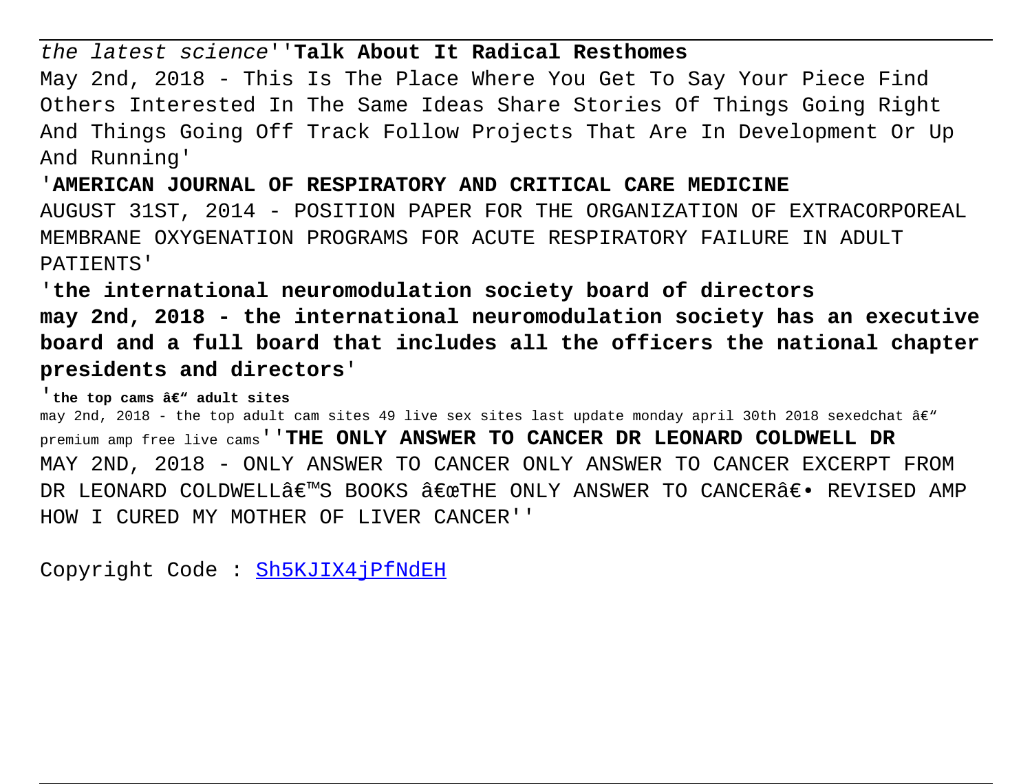*the latest science*''**Talk About It Radical Resthomes**
May 2nd, 2018 - This Is The Place Where You Get To Say Your Piece Find Others Interested In The Same Ideas Share Stories Of Things Going Right And Things Going Off Track Follow Projects That Are In Development Or Up And Running'

'**AMERICAN JOURNAL OF RESPIRATORY AND CRITICAL CARE MEDICINE**
AUGUST 31ST, 2014 - POSITION PAPER FOR THE ORGANIZATION OF EXTRACORPOREAL MEMBRANE OXYGENATION PROGRAMS FOR ACUTE RESPIRATORY FAILURE IN ADULT PATIENTS'

'**the international neuromodulation society board of directors**
**may 2nd, 2018 - the international neuromodulation society has an executive board and a full board that includes all the officers the national chapter presidents and directors**'

'**the top cams â€" adult sites**
may 2nd, 2018 - the top adult cam sites 49 live sex sites last update monday april 30th 2018 sexedchat â€" premium amp free live cams''**THE ONLY ANSWER TO CANCER DR LEONARD COLDWELL DR**
MAY 2ND, 2018 - ONLY ANSWER TO CANCER ONLY ANSWER TO CANCER EXCERPT FROM DR LEONARD COLDWELLâ€™S BOOKS â€œTHE ONLY ANSWER TO CANCERâ€• REVISED AMP HOW I CURED MY MOTHER OF LIVER CANCER''

Copyright Code : Sh5KJIX4jPfNdEH